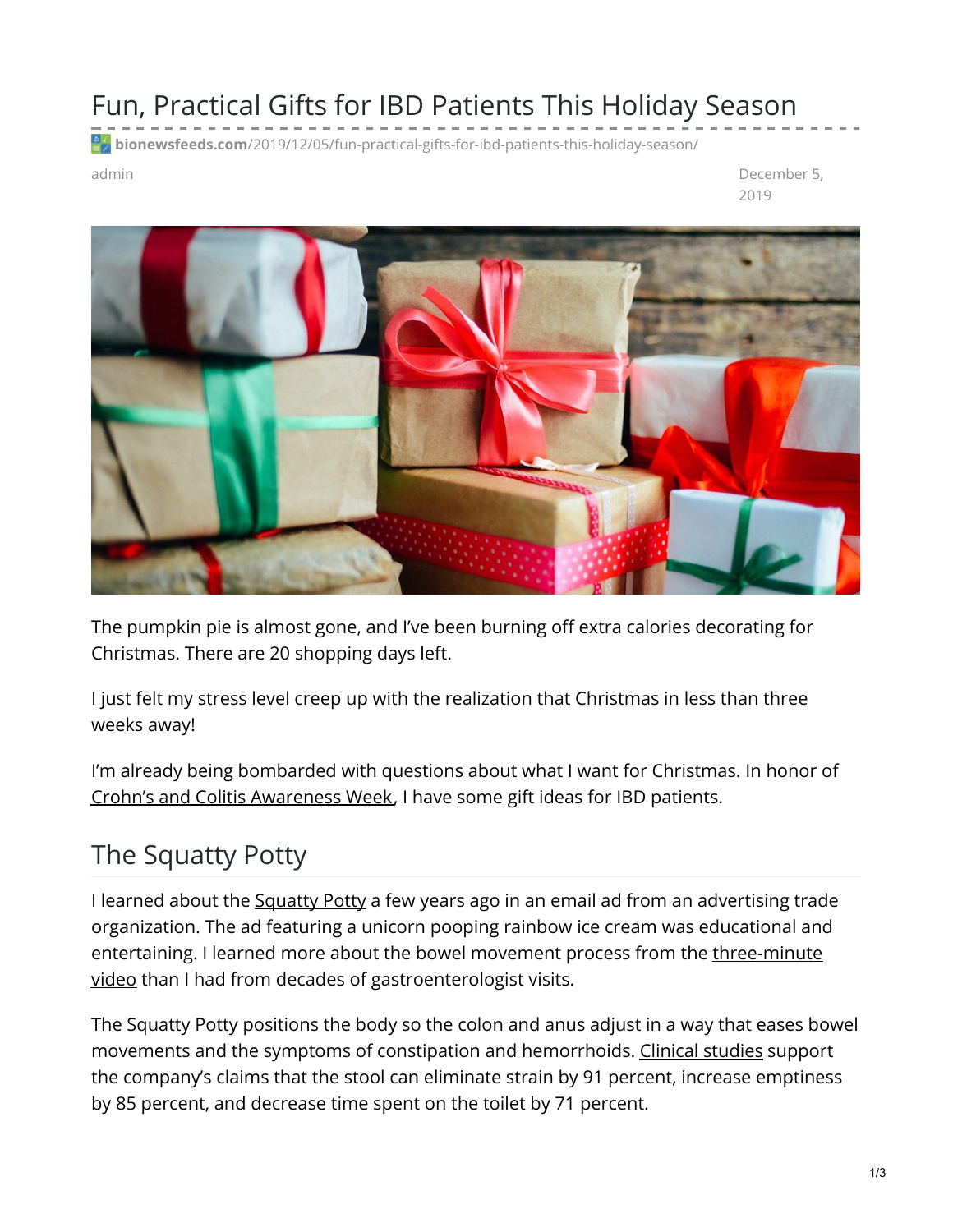# Fun, Practical Gifts for IBD Patients This Holiday Season

bionewsfeeds.com/2019/12/05/fun-practical-gifts-for-ibd-patients-this-holiday-season/

admin

December 5, 2019

The pumpkin pie is almost gone, and I've been burning off extra calories decorating for Christmas. There are 20 shopping days left.

I just felt my stress level creep up with the realization that Christmas in less than three weeks away!

I'm already being bombarded with questions about what I want for Christmas. In honor of Crohn's and Colitis Awareness Week, I have some gift ideas for IBD patients.

## The Squatty Potty

I learned about the Squatty Potty a few years ago in an email ad from an advertising trade organization. The ad featuring a unicorn pooping rainbow ice cream was educational and entertaining. I learned more about the bowel movement process from the three-minute video than I had from decades of gastroenterologist visits.

The Squatty Potty positions the body so the colon and anus adjust in a way that eases bowel movements and the symptoms of constipation and hemorrhoids. Clinical studies support the company's claims that the stool can eliminate strain by 91 percent, increase emptiness by 85 percent, and decrease time spent on the toilet by 71 percent.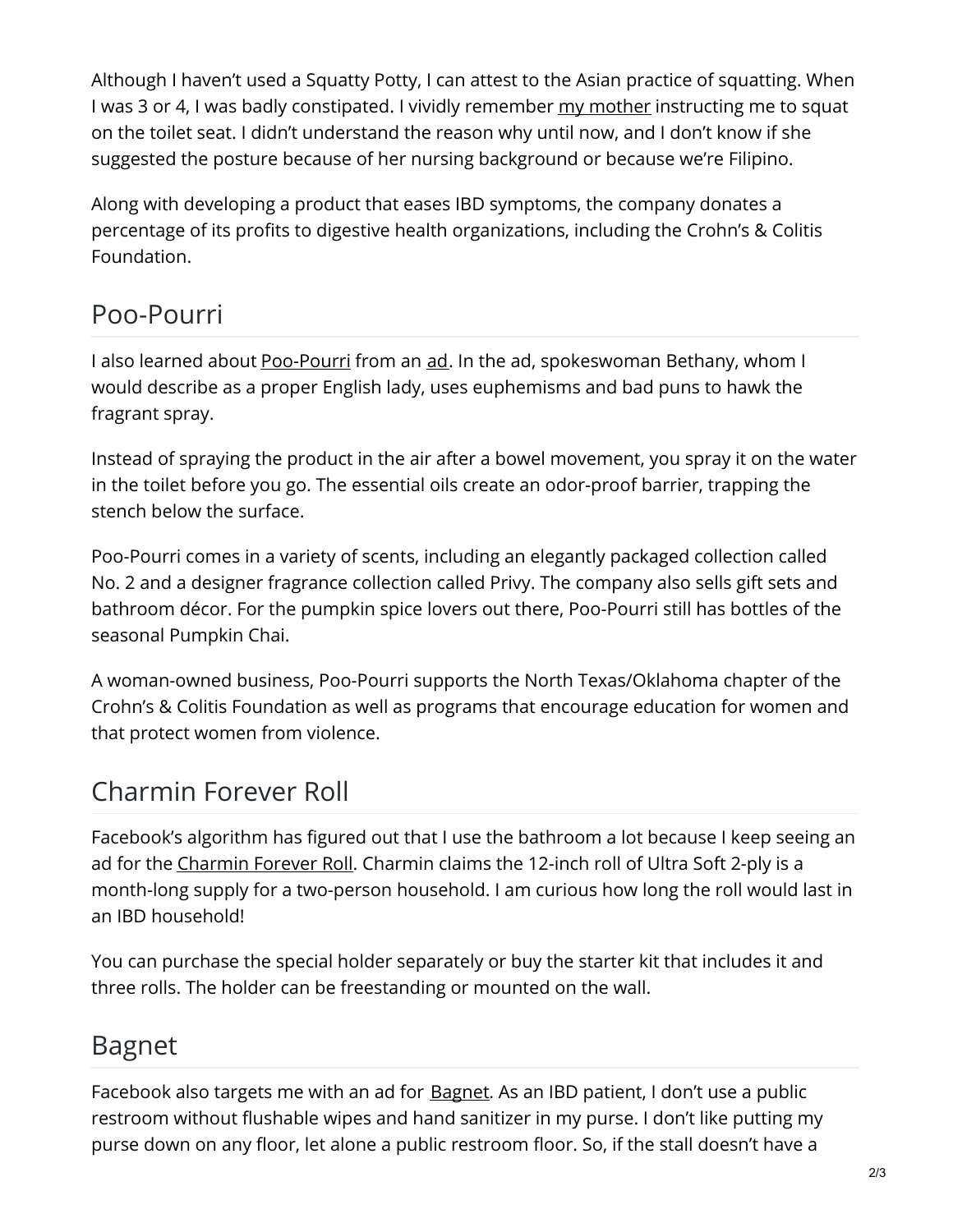Although I haven't used a Squatty Potty, I can attest to the Asian practice of squatting. When I was 3 or 4, I was badly constipated. I vividly remember my mother instructing me to squat on the toilet seat. I didn't understand the reason why until now, and I don't know if she suggested the posture because of her nursing background or because we're Filipino.

Along with developing a product that eases IBD symptoms, the company donates a percentage of its profits to digestive health organizations, including the Crohn's & Colitis Foundation.

## Poo-Pourri

I also learned about Poo-Pourri from an ad. In the ad, spokeswoman Bethany, whom I would describe as a proper English lady, uses euphemisms and bad puns to hawk the fragrant spray.

Instead of spraying the product in the air after a bowel movement, you spray it on the water in the toilet before you go. The essential oils create an odor-proof barrier, trapping the stench below the surface.

Poo-Pourri comes in a variety of scents, including an elegantly packaged collection called No. 2 and a designer fragrance collection called Privy. The company also sells gift sets and bathroom décor. For the pumpkin spice lovers out there, Poo-Pourri still has bottles of the seasonal Pumpkin Chai.

A woman-owned business, Poo-Pourri supports the North Texas/Oklahoma chapter of the Crohn's & Colitis Foundation as well as programs that encourage education for women and that protect women from violence.

## Charmin Forever Roll

Facebook's algorithm has figured out that I use the bathroom a lot because I keep seeing an ad for the Charmin Forever Roll. Charmin claims the 12-inch roll of Ultra Soft 2-ply is a month-long supply for a two-person household. I am curious how long the roll would last in an IBD household!

You can purchase the special holder separately or buy the starter kit that includes it and three rolls. The holder can be freestanding or mounted on the wall.

## Bagnet

Facebook also targets me with an ad for Bagnet. As an IBD patient, I don't use a public restroom without flushable wipes and hand sanitizer in my purse. I don't like putting my purse down on any floor, let alone a public restroom floor. So, if the stall doesn't have a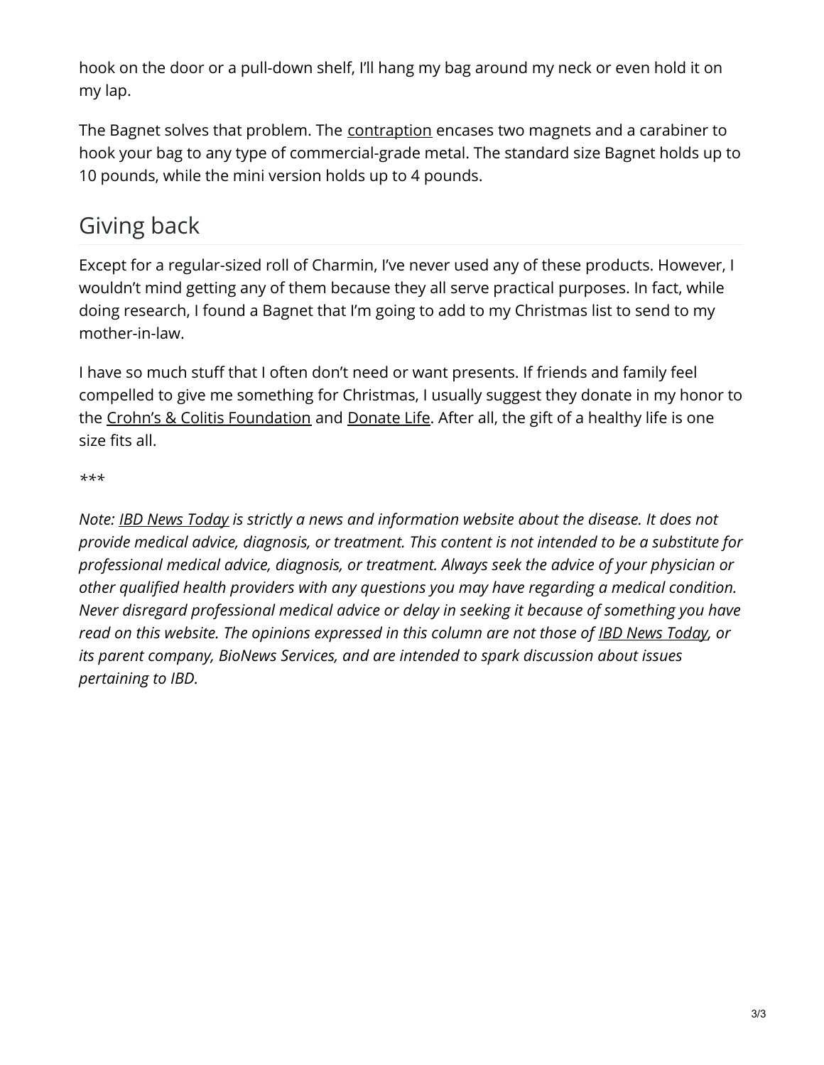hook on the door or a pull-down shelf, I'll hang my bag around my neck or even hold it on my lap.

The Bagnet solves that problem. The contraption encases two magnets and a carabiner to hook your bag to any type of commercial-grade metal. The standard size Bagnet holds up to 10 pounds, while the mini version holds up to 4 pounds.

## Giving back

Except for a regular-sized roll of Charmin, I've never used any of these products. However, I wouldn't mind getting any of them because they all serve practical purposes. In fact, while doing research, I found a Bagnet that I'm going to add to my Christmas list to send to my mother-in-law.

I have so much stuff that I often don't need or want presents. If friends and family feel compelled to give me something for Christmas, I usually suggest they donate in my honor to the Crohn's & Colitis Foundation and Donate Life. After all, the gift of a healthy life is one size fits all.

*\*\*\**

*Note: IBD News Today is strictly a news and information website about the disease. It does not provide medical advice, diagnosis, or treatment. This content is not intended to be a substitute for professional medical advice, diagnosis, or treatment. Always seek the advice of your physician or other qualified health providers with any questions you may have regarding a medical condition. Never disregard professional medical advice or delay in seeking it because of something you have read on this website. The opinions expressed in this column are not those of IBD News Today, or its parent company, BioNews Services, and are intended to spark discussion about issues pertaining to IBD.*